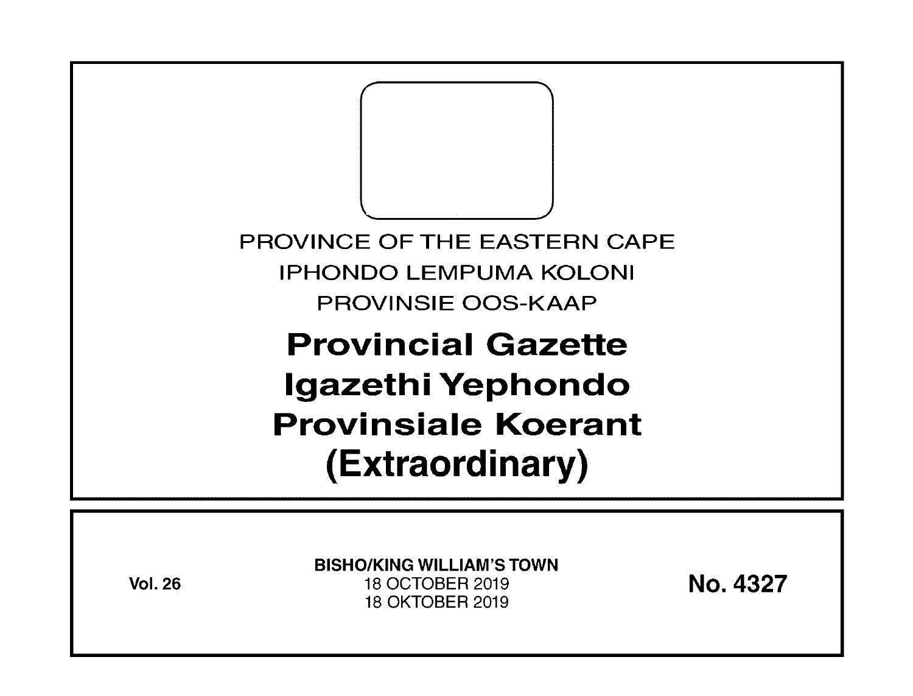PROVINCE OF THE EASTERN CAPE

IPHONDO LEMPUMA KOLONI

PROVINSIE OOS-KAAP

# Provincial Gazette
# Igazethi Yephondo
# Provinsiale Koerant
# (Extraordinary)

**Vol. 26**

**BISHO/KING WILLIAM'S TOWN**

18 OCTOBER 2019

18 OKTOBER 2019

**No. 4327**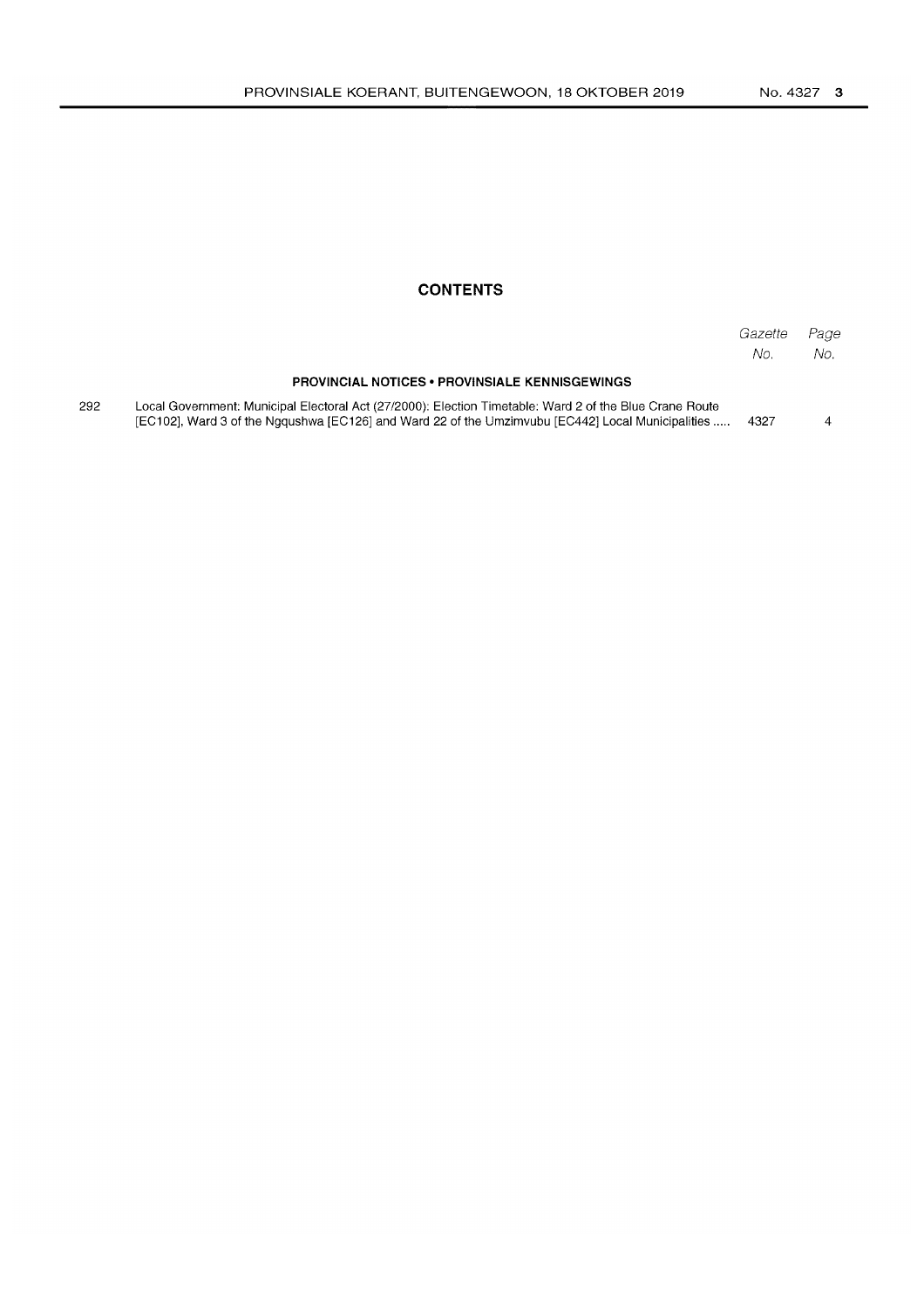## CONTENTS

| | | Gazette No. | Page No. |
|---|---|---|---|
| | **PROVINCIAL NOTICES • PROVINSIALE KENNISGEWINGS** | | |
| 292 | Local Government: Municipal Electoral Act (27/2000): Election Timetable: Ward 2 of the Blue Crane Route [EC102], Ward 3 of the Ngqushwa [EC126] and Ward 22 of the Umzimvubu [EC442] Local Municipalities ..... | 4327 | 4 |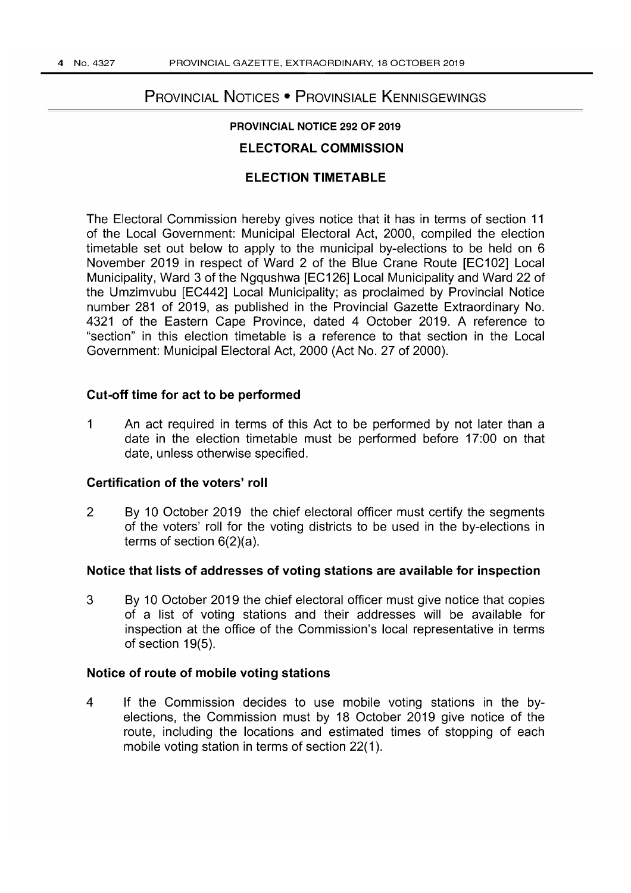# Provincial Notices • Provinsiale Kennisgewings

## PROVINCIAL NOTICE 292 OF 2019

## ELECTORAL COMMISSION

## ELECTION TIMETABLE

The Electoral Commission hereby gives notice that it has in terms of section 11 of the Local Government: Municipal Electoral Act, 2000, compiled the election timetable set out below to apply to the municipal by-elections to be held on 6 November 2019 in respect of Ward 2 of the Blue Crane Route [EC102] Local Municipality, Ward 3 of the Ngqushwa [EC126] Local Municipality and Ward 22 of the Umzimvubu [EC442] Local Municipality; as proclaimed by Provincial Notice number 281 of 2019, as published in the Provincial Gazette Extraordinary No. 4321 of the Eastern Cape Province, dated 4 October 2019. A reference to "section" in this election timetable is a reference to that section in the Local Government: Municipal Electoral Act, 2000 (Act No. 27 of 2000).

### Cut-off time for act to be performed

1 An act required in terms of this Act to be performed by not later than a date in the election timetable must be performed before 17:00 on that date, unless otherwise specified.

### Certification of the voters' roll

2 By 10 October 2019 the chief electoral officer must certify the segments of the voters' roll for the voting districts to be used in the by-elections in terms of section 6(2)(a).

### Notice that lists of addresses of voting stations are available for inspection

3 By 10 October 2019 the chief electoral officer must give notice that copies of a list of voting stations and their addresses will be available for inspection at the office of the Commission's local representative in terms of section 19(5).

### Notice of route of mobile voting stations

4 If the Commission decides to use mobile voting stations in the by-elections, the Commission must by 18 October 2019 give notice of the route, including the locations and estimated times of stopping of each mobile voting station in terms of section 22(1).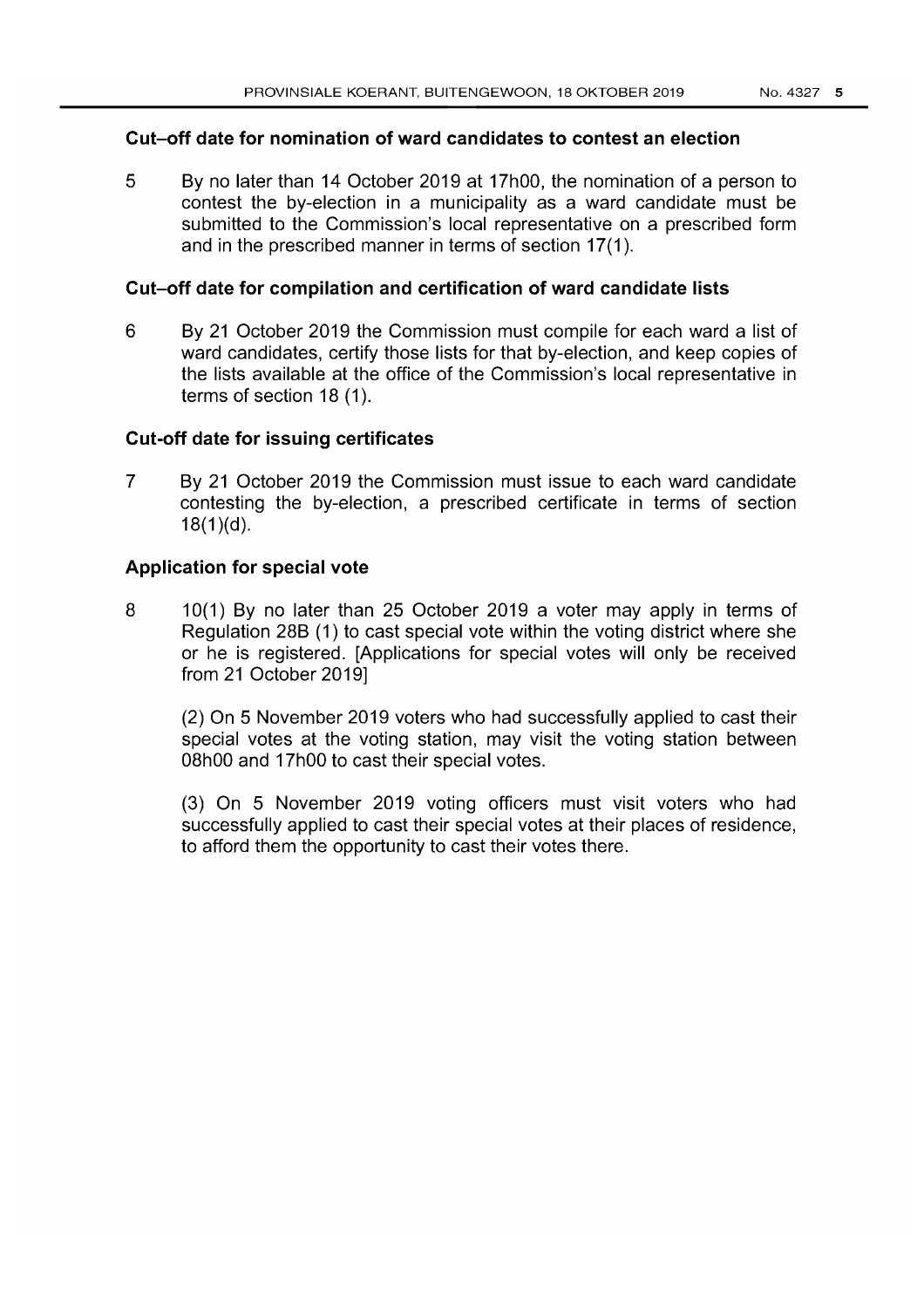### Cut–off date for nomination of ward candidates to contest an election

5 By no later than 14 October 2019 at 17h00, the nomination of a person to contest the by-election in a municipality as a ward candidate must be submitted to the Commission's local representative on a prescribed form and in the prescribed manner in terms of section 17(1).

### Cut–off date for compilation and certification of ward candidate lists

6 By 21 October 2019 the Commission must compile for each ward a list of ward candidates, certify those lists for that by-election, and keep copies of the lists available at the office of the Commission's local representative in terms of section 18 (1).

### Cut-off date for issuing certificates

7 By 21 October 2019 the Commission must issue to each ward candidate contesting the by-election, a prescribed certificate in terms of section 18(1)(d).

### Application for special vote

8 10(1) By no later than 25 October 2019 a voter may apply in terms of Regulation 28B (1) to cast special vote within the voting district where she or he is registered. [Applications for special votes will only be received from 21 October 2019]

(2) On 5 November 2019 voters who had successfully applied to cast their special votes at the voting station, may visit the voting station between 08h00 and 17h00 to cast their special votes.

(3) On 5 November 2019 voting officers must visit voters who had successfully applied to cast their special votes at their places of residence, to afford them the opportunity to cast their votes there.